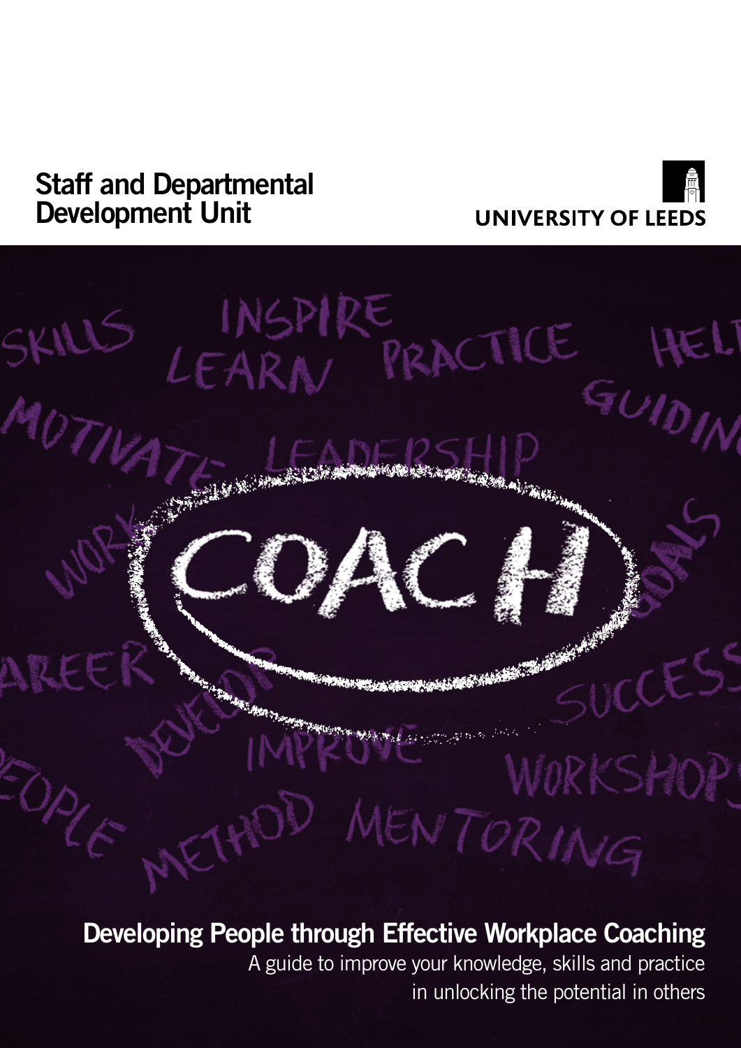Staff and Departmental Development Unit

UNIVERSITY OF LEEDS

# Developing People through Effective Workplace Coaching

A guide to improve your knowledge, skills and practice in unlocking the potential in others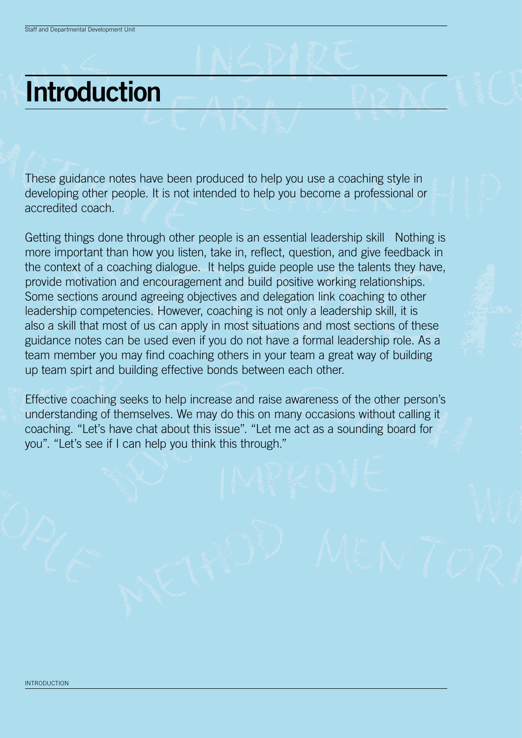# Introduction

These guidance notes have been produced to help you use a coaching style in developing other people. It is not intended to help you become a professional or accredited coach.

Getting things done through other people is an essential leadership skill   Nothing is more important than how you listen, take in, reflect, question, and give feedback in the context of a coaching dialogue.  It helps guide people use the talents they have, provide motivation and encouragement and build positive working relationships. Some sections around agreeing objectives and delegation link coaching to other leadership competencies. However, coaching is not only a leadership skill, it is also a skill that most of us can apply in most situations and most sections of these guidance notes can be used even if you do not have a formal leadership role. As a team member you may find coaching others in your team a great way of building up team spirt and building effective bonds between each other.

Effective coaching seeks to help increase and raise awareness of the other person's understanding of themselves. We may do this on many occasions without calling it coaching. "Let's have chat about this issue". "Let me act as a sounding board for you". "Let's see if I can help you think this through."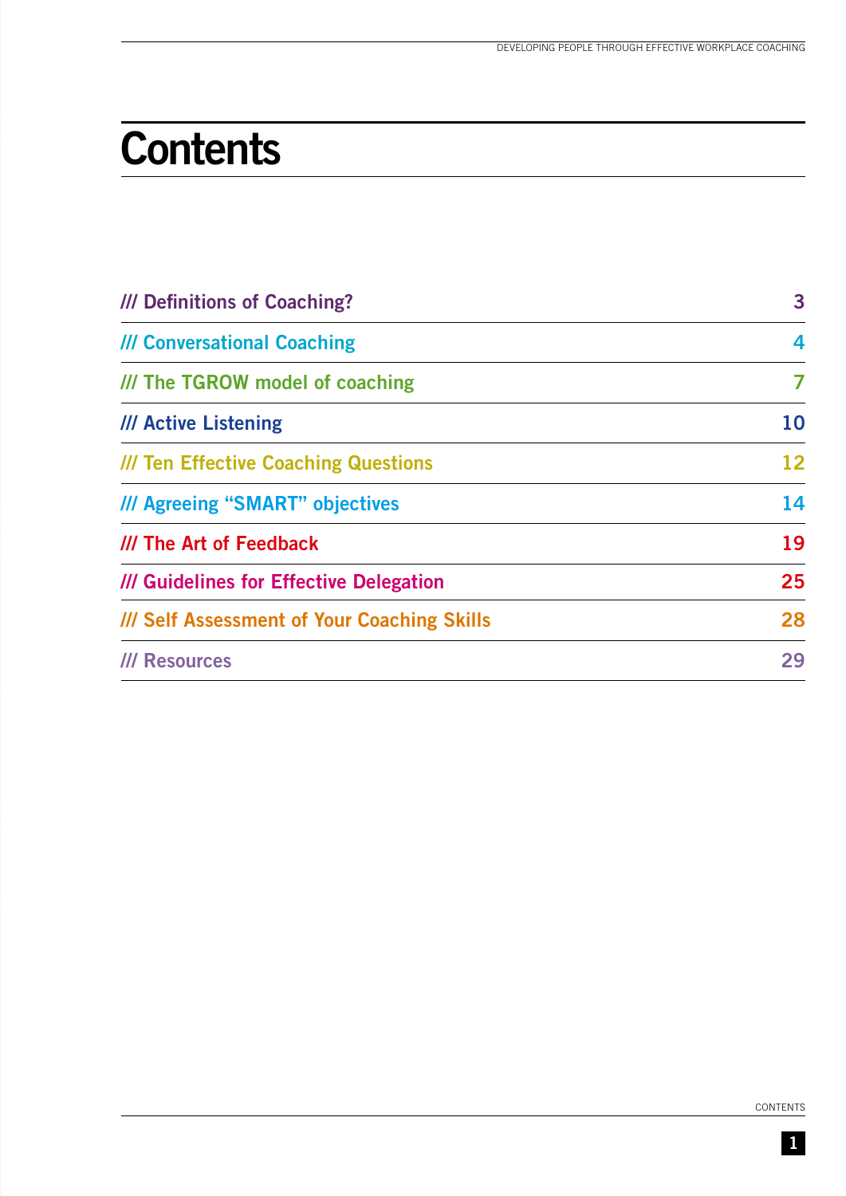# Contents

| | |
|---|---|
| /// Definitions of Coaching? | 3 |
| /// Conversational Coaching | 4 |
| /// The TGROW model of coaching | 7 |
| /// Active Listening | 10 |
| /// Ten Effective Coaching Questions | 12 |
| /// Agreeing "SMART" objectives | 14 |
| /// The Art of Feedback | 19 |
| /// Guidelines for Effective Delegation | 25 |
| /// Self Assessment of Your Coaching Skills | 28 |
| /// Resources | 29 |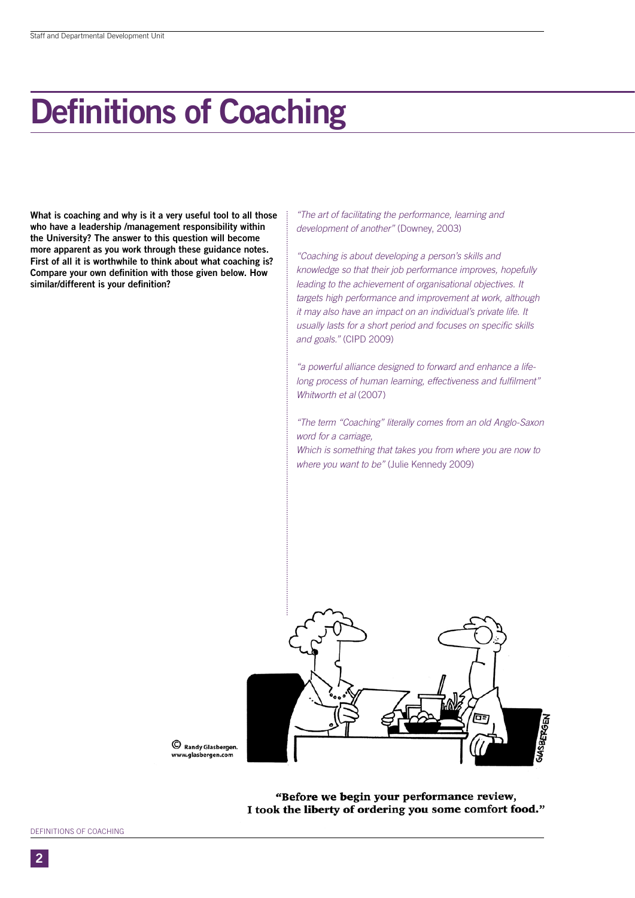# Definitions of Coaching

**What is coaching and why is it a very useful tool to all those who have a leadership /management responsibility within the University? The answer to this question will become more apparent as you work through these guidance notes. First of all it is worthwhile to think about what coaching is? Compare your own definition with those given below. How similar/different is your definition?**

*"The art of facilitating the performance, learning and development of another"* (Downey, 2003)

*"Coaching is about developing a person's skills and knowledge so that their job performance improves, hopefully leading to the achievement of organisational objectives. It targets high performance and improvement at work, although it may also have an impact on an individual's private life. It usually lasts for a short period and focuses on specific skills and goals."* (CIPD 2009)

*"a powerful alliance designed to forward and enhance a life-long process of human learning, effectiveness and fulfilment" Whitworth et al* (2007)

*"The term "Coaching" literally comes from an old Anglo-Saxon word for a carriage,*
*Which is something that takes you from where you are now to where you want to be"* (Julie Kennedy 2009)

© Randy Glasbergen. www.glasbergen.com

"Before we begin your performance review, I took the liberty of ordering you some comfort food."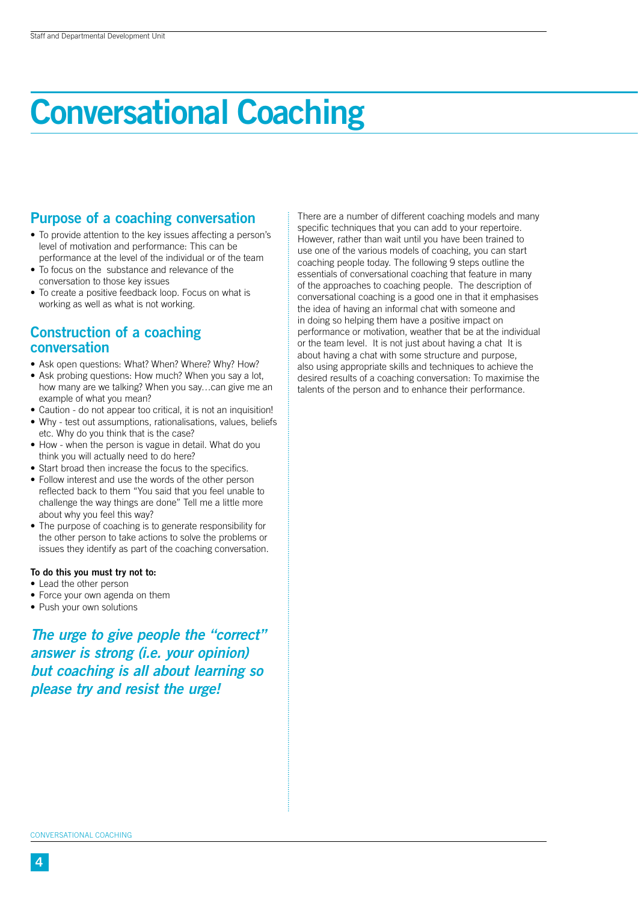# Conversational Coaching

## Purpose of a coaching conversation

- To provide attention to the key issues affecting a person's level of motivation and performance: This can be performance at the level of the individual or of the team
- To focus on the substance and relevance of the conversation to those key issues
- To create a positive feedback loop. Focus on what is working as well as what is not working.

## Construction of a coaching conversation

- Ask open questions: What? When? Where? Why? How?
- Ask probing questions: How much? When you say a lot, how many are we talking? When you say…can give me an example of what you mean?
- Caution - do not appear too critical, it is not an inquisition!
- Why - test out assumptions, rationalisations, values, beliefs etc. Why do you think that is the case?
- How - when the person is vague in detail. What do you think you will actually need to do here?
- Start broad then increase the focus to the specifics.
- Follow interest and use the words of the other person reflected back to them "You said that you feel unable to challenge the way things are done" Tell me a little more about why you feel this way?
- The purpose of coaching is to generate responsibility for the other person to take actions to solve the problems or issues they identify as part of the coaching conversation.

**To do this you must try not to:**

- Lead the other person
- Force your own agenda on them
- Push your own solutions

***The urge to give people the "correct" answer is strong (i.e. your opinion) but coaching is all about learning so please try and resist the urge!***

There are a number of different coaching models and many specific techniques that you can add to your repertoire. However, rather than wait until you have been trained to use one of the various models of coaching, you can start coaching people today. The following 9 steps outline the essentials of conversational coaching that feature in many of the approaches to coaching people. The description of conversational coaching is a good one in that it emphasises the idea of having an informal chat with someone and in doing so helping them have a positive impact on performance or motivation, weather that be at the individual or the team level. It is not just about having a chat It is about having a chat with some structure and purpose, also using appropriate skills and techniques to achieve the desired results of a coaching conversation: To maximise the talents of the person and to enhance their performance.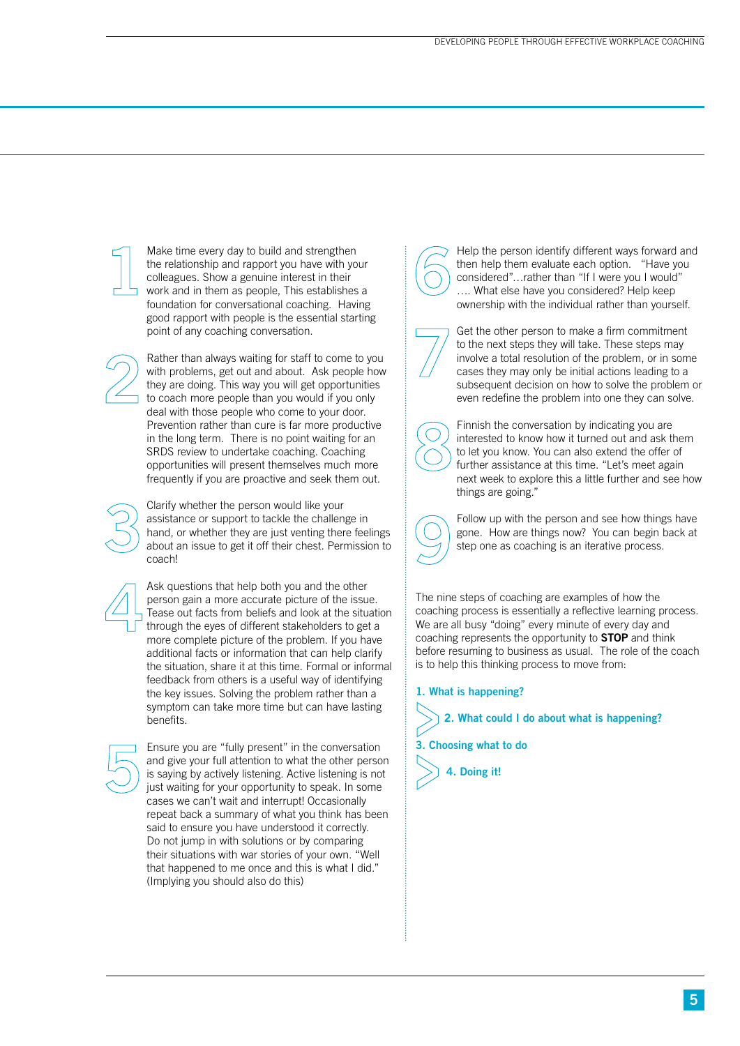1. Make time every day to build and strengthen the relationship and rapport you have with your colleagues. Show a genuine interest in their work and in them as people, This establishes a foundation for conversational coaching. Having good rapport with people is the essential starting point of any coaching conversation.

2. Rather than always waiting for staff to come to you with problems, get out and about. Ask people how they are doing. This way you will get opportunities to coach more people than you would if you only deal with those people who come to your door. Prevention rather than cure is far more productive in the long term. There is no point waiting for an SRDS review to undertake coaching. Coaching opportunities will present themselves much more frequently if you are proactive and seek them out.

3. Clarify whether the person would like your assistance or support to tackle the challenge in hand, or whether they are just venting there feelings about an issue to get it off their chest. Permission to coach!

4. Ask questions that help both you and the other person gain a more accurate picture of the issue. Tease out facts from beliefs and look at the situation through the eyes of different stakeholders to get a more complete picture of the problem. If you have additional facts or information that can help clarify the situation, share it at this time. Formal or informal feedback from others is a useful way of identifying the key issues. Solving the problem rather than a symptom can take more time but can have lasting benefits.

5. Ensure you are "fully present" in the conversation and give your full attention to what the other person is saying by actively listening. Active listening is not just waiting for your opportunity to speak. In some cases we can't wait and interrupt! Occasionally repeat back a summary of what you think has been said to ensure you have understood it correctly. Do not jump in with solutions or by comparing their situations with war stories of your own. "Well that happened to me once and this is what I did." (Implying you should also do this)

6. Help the person identify different ways forward and then help them evaluate each option. "Have you considered"…rather than "If I were you I would" …. What else have you considered? Help keep ownership with the individual rather than yourself.

7. Get the other person to make a firm commitment to the next steps they will take. These steps may involve a total resolution of the problem, or in some cases they may only be initial actions leading to a subsequent decision on how to solve the problem or even redefine the problem into one they can solve.

8. Finnish the conversation by indicating you are interested to know how it turned out and ask them to let you know. You can also extend the offer of further assistance at this time. "Let's meet again next week to explore this a little further and see how things are going."

9. Follow up with the person and see how things have gone. How are things now? You can begin back at step one as coaching is an iterative process.

The nine steps of coaching are examples of how the coaching process is essentially a reflective learning process. We are all busy "doing" every minute of every day and coaching represents the opportunity to **STOP** and think before resuming to business as usual. The role of the coach is to help this thinking process to move from:

**1. What is happening?**

> **2. What could I do about what is happening?**

**3. Choosing what to do**

> **4. Doing it!**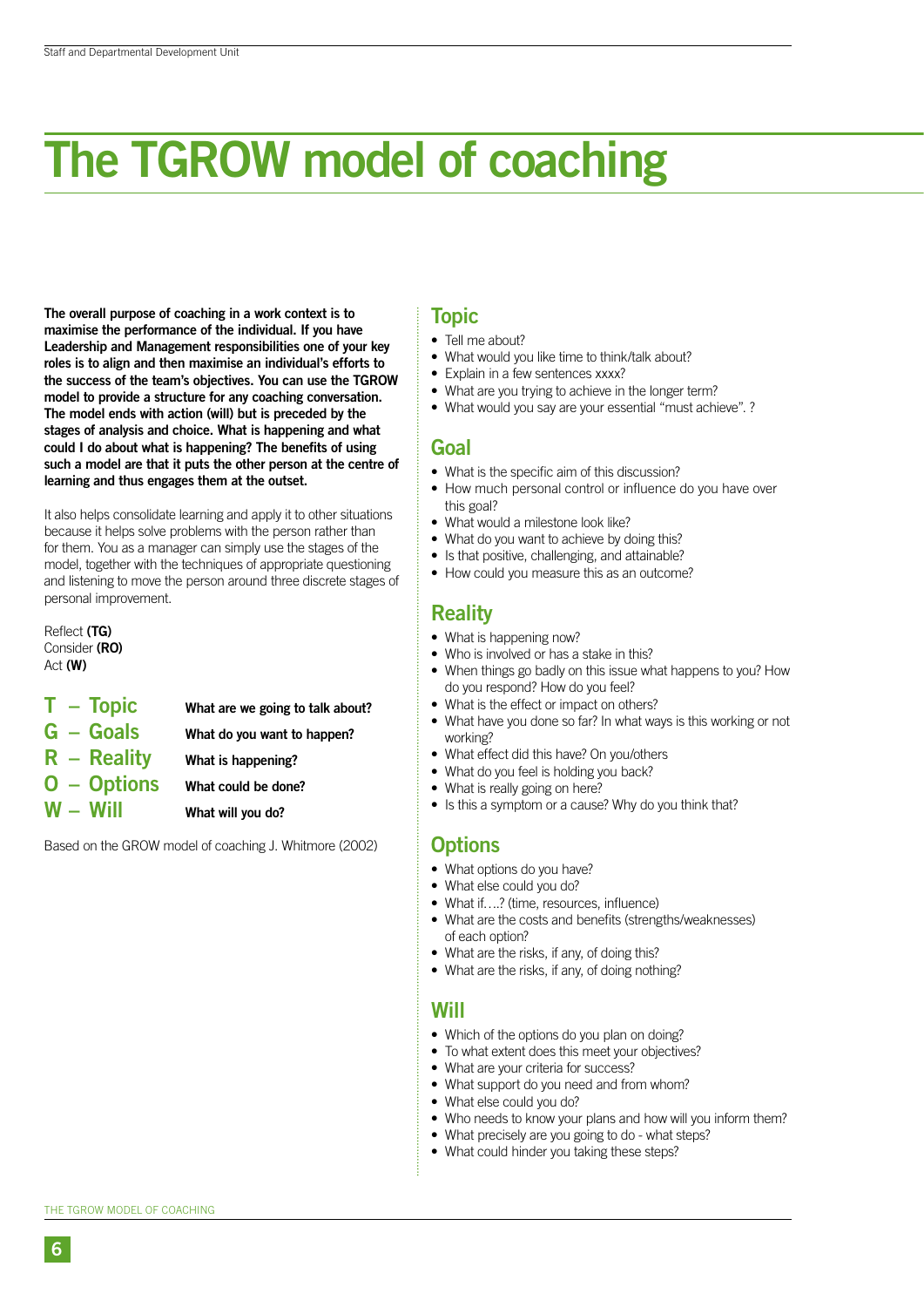# The TGROW model of coaching

**The overall purpose of coaching in a work context is to maximise the performance of the individual. If you have Leadership and Management responsibilities one of your key roles is to align and then maximise an individual's efforts to the success of the team's objectives. You can use the TGROW model to provide a structure for any coaching conversation. The model ends with action (will) but is preceded by the stages of analysis and choice. What is happening and what could I do about what is happening? The benefits of using such a model are that it puts the other person at the centre of learning and thus engages them at the outset.**

It also helps consolidate learning and apply it to other situations because it helps solve problems with the person rather than for them. You as a manager can simply use the stages of the model, together with the techniques of appropriate questioning and listening to move the person around three discrete stages of personal improvement.

Reflect **(TG)**
Consider **(RO)**
Act **(W)**

| | |
|---|---|
| **T – Topic** | **What are we going to talk about?** |
| **G – Goals** | **What do you want to happen?** |
| **R – Reality** | **What is happening?** |
| **O – Options** | **What could be done?** |
| **W – Will** | **What will you do?** |

Based on the GROW model of coaching J. Whitmore (2002)

## Topic

- Tell me about?
- What would you like time to think/talk about?
- Explain in a few sentences xxxx?
- What are you trying to achieve in the longer term?
- What would you say are your essential "must achieve". ?

## Goal

- What is the specific aim of this discussion?
- How much personal control or influence do you have over this goal?
- What would a milestone look like?
- What do you want to achieve by doing this?
- Is that positive, challenging, and attainable?
- How could you measure this as an outcome?

## Reality

- What is happening now?
- Who is involved or has a stake in this?
- When things go badly on this issue what happens to you? How do you respond? How do you feel?
- What is the effect or impact on others?
- What have you done so far? In what ways is this working or not working?
- What effect did this have? On you/others
- What do you feel is holding you back?
- What is really going on here?
- Is this a symptom or a cause? Why do you think that?

## Options

- What options do you have?
- What else could you do?
- What if….? (time, resources, influence)
- What are the costs and benefits (strengths/weaknesses) of each option?
- What are the risks, if any, of doing this?
- What are the risks, if any, of doing nothing?

## Will

- Which of the options do you plan on doing?
- To what extent does this meet your objectives?
- What are your criteria for success?
- What support do you need and from whom?
- What else could you do?
- Who needs to know your plans and how will you inform them?
- What precisely are you going to do - what steps?
- What could hinder you taking these steps?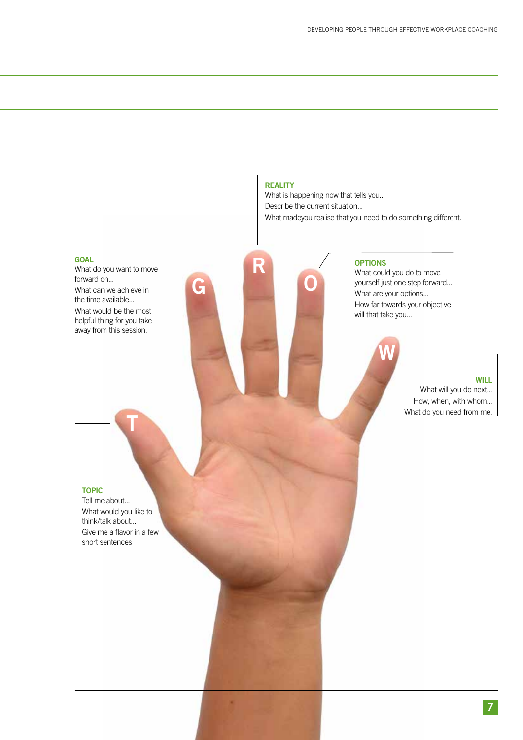**REALITY**
What is happening now that tells you...
Describe the current situation...
What madeyou realise that you need to do something different.

**GOAL**
What do you want to move forward on...
What can we achieve in the time available...
What would be the most helpful thing for you take away from this session.

**OPTIONS**
What could you do to move yourself just one step forward...
What are your options...
How far towards your objective will that take you...

**WILL**
What will you do next...
How, when, with whom...
What do you need from me.

**TOPIC**
Tell me about...
What would you like to think/talk about...
Give me a flavor in a few short sentences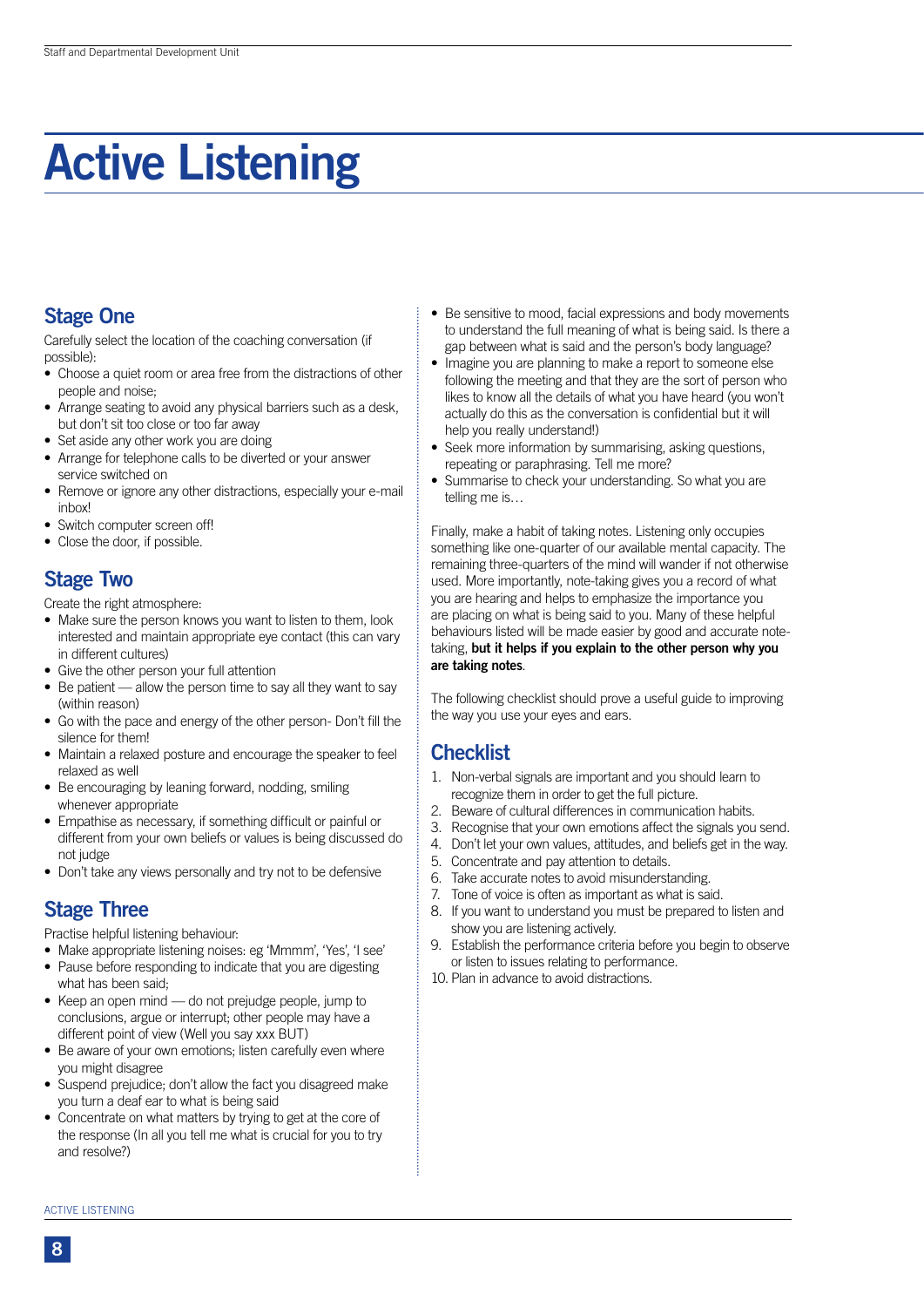# Active Listening

## Stage One

Carefully select the location of the coaching conversation (if possible):

- Choose a quiet room or area free from the distractions of other people and noise;
- Arrange seating to avoid any physical barriers such as a desk, but don't sit too close or too far away
- Set aside any other work you are doing
- Arrange for telephone calls to be diverted or your answer service switched on
- Remove or ignore any other distractions, especially your e-mail inbox!
- Switch computer screen off!
- Close the door, if possible.

## Stage Two

Create the right atmosphere:

- Make sure the person knows you want to listen to them, look interested and maintain appropriate eye contact (this can vary in different cultures)
- Give the other person your full attention
- Be patient — allow the person time to say all they want to say (within reason)
- Go with the pace and energy of the other person- Don't fill the silence for them!
- Maintain a relaxed posture and encourage the speaker to feel relaxed as well
- Be encouraging by leaning forward, nodding, smiling whenever appropriate
- Empathise as necessary, if something difficult or painful or different from your own beliefs or values is being discussed do not judge
- Don't take any views personally and try not to be defensive

## Stage Three

Practise helpful listening behaviour:

- Make appropriate listening noises: eg 'Mmmm', 'Yes', 'I see'
- Pause before responding to indicate that you are digesting what has been said;
- Keep an open mind — do not prejudge people, jump to conclusions, argue or interrupt; other people may have a different point of view (Well you say xxx BUT)
- Be aware of your own emotions; listen carefully even where you might disagree
- Suspend prejudice; don't allow the fact you disagreed make you turn a deaf ear to what is being said
- Concentrate on what matters by trying to get at the core of the response (In all you tell me what is crucial for you to try and resolve?)
- Be sensitive to mood, facial expressions and body movements to understand the full meaning of what is being said. Is there a gap between what is said and the person's body language?
- Imagine you are planning to make a report to someone else following the meeting and that they are the sort of person who likes to know all the details of what you have heard (you won't actually do this as the conversation is confidential but it will help you really understand!)
- Seek more information by summarising, asking questions, repeating or paraphrasing. Tell me more?
- Summarise to check your understanding. So what you are telling me is…

Finally, make a habit of taking notes. Listening only occupies something like one-quarter of our available mental capacity. The remaining three-quarters of the mind will wander if not otherwise used. More importantly, note-taking gives you a record of what you are hearing and helps to emphasize the importance you are placing on what is being said to you. Many of these helpful behaviours listed will be made easier by good and accurate note-taking, **but it helps if you explain to the other person why you are taking notes**.

The following checklist should prove a useful guide to improving the way you use your eyes and ears.

## Checklist

1. Non-verbal signals are important and you should learn to recognize them in order to get the full picture.
2. Beware of cultural differences in communication habits.
3. Recognise that your own emotions affect the signals you send.
4. Don't let your own values, attitudes, and beliefs get in the way.
5. Concentrate and pay attention to details.
6. Take accurate notes to avoid misunderstanding.
7. Tone of voice is often as important as what is said.
8. If you want to understand you must be prepared to listen and show you are listening actively.
9. Establish the performance criteria before you begin to observe or listen to issues relating to performance.
10. Plan in advance to avoid distractions.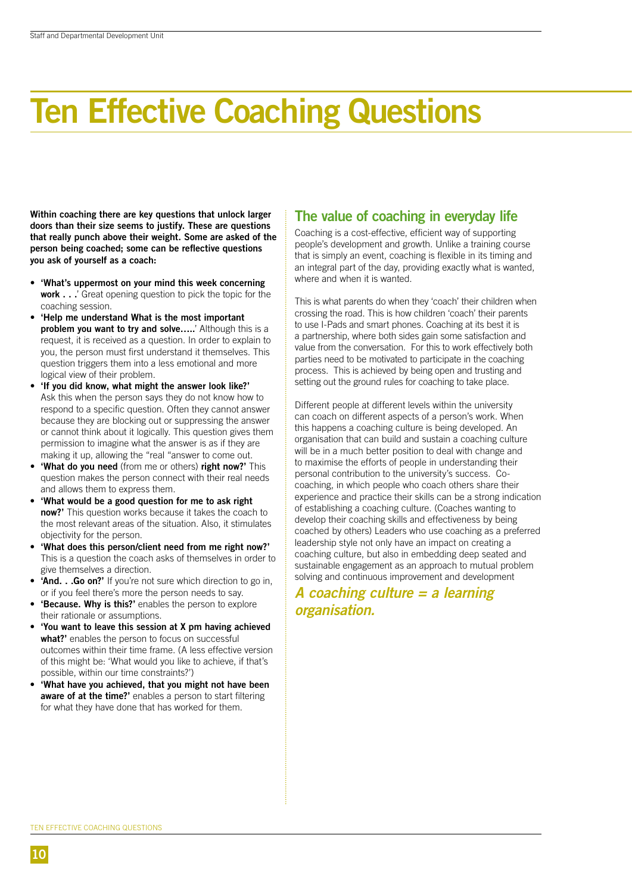# Ten Effective Coaching Questions

**Within coaching there are key questions that unlock larger doors than their size seems to justify. These are questions that really punch above their weight. Some are asked of the person being coached; some can be reflective questions you ask of yourself as a coach:**

- **'What's uppermost on your mind this week concerning work . . .'** Great opening question to pick the topic for the coaching session.
- **'Help me understand What is the most important problem you want to try and solve…..'** Although this is a request, it is received as a question. In order to explain to you, the person must first understand it themselves. This question triggers them into a less emotional and more logical view of their problem.
- **'If you did know, what might the answer look like?'** Ask this when the person says they do not know how to respond to a specific question. Often they cannot answer because they are blocking out or suppressing the answer or cannot think about it logically. This question gives them permission to imagine what the answer is as if they are making it up, allowing the "real "answer to come out.
- **'What do you need** (from me or others) **right now?'** This question makes the person connect with their real needs and allows them to express them.
- **'What would be a good question for me to ask right now?'** This question works because it takes the coach to the most relevant areas of the situation. Also, it stimulates objectivity for the person.
- **'What does this person/client need from me right now?'** This is a question the coach asks of themselves in order to give themselves a direction.
- **'And. . .Go on?'** If you're not sure which direction to go in, or if you feel there's more the person needs to say.
- **'Because. Why is this?'** enables the person to explore their rationale or assumptions.
- **'You want to leave this session at X pm having achieved what?'** enables the person to focus on successful outcomes within their time frame. (A less effective version of this might be: 'What would you like to achieve, if that's possible, within our time constraints?')
- **'What have you achieved, that you might not have been aware of at the time?'** enables a person to start filtering for what they have done that has worked for them.

## The value of coaching in everyday life

Coaching is a cost-effective, efficient way of supporting people's development and growth. Unlike a training course that is simply an event, coaching is flexible in its timing and an integral part of the day, providing exactly what is wanted, where and when it is wanted.

This is what parents do when they 'coach' their children when crossing the road. This is how children 'coach' their parents to use I-Pads and smart phones. Coaching at its best it is a partnership, where both sides gain some satisfaction and value from the conversation. For this to work effectively both parties need to be motivated to participate in the coaching process. This is achieved by being open and trusting and setting out the ground rules for coaching to take place.

Different people at different levels within the university can coach on different aspects of a person's work. When this happens a coaching culture is being developed. An organisation that can build and sustain a coaching culture will be in a much better position to deal with change and to maximise the efforts of people in understanding their personal contribution to the university's success. Co-coaching, in which people who coach others share their experience and practice their skills can be a strong indication of establishing a coaching culture. (Coaches wanting to develop their coaching skills and effectiveness by being coached by others) Leaders who use coaching as a preferred leadership style not only have an impact on creating a coaching culture, but also in embedding deep seated and sustainable engagement as an approach to mutual problem solving and continuous improvement and development

***A coaching culture = a learning organisation.***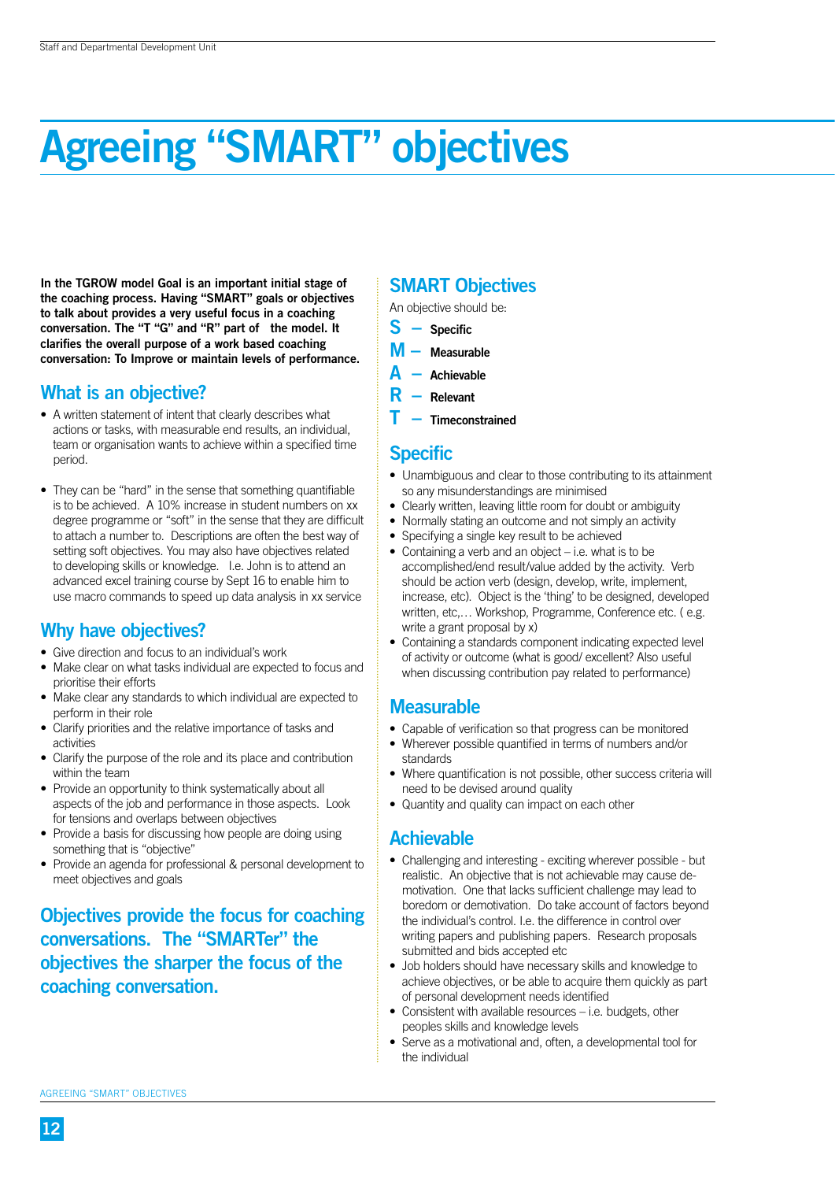# Agreeing "SMART" objectives

**In the TGROW model Goal is an important initial stage of the coaching process. Having "SMART" goals or objectives to talk about provides a very useful focus in a coaching conversation. The "T "G" and "R" part of the model. It clarifies the overall purpose of a work based coaching conversation: To Improve or maintain levels of performance.**

## What is an objective?

- A written statement of intent that clearly describes what actions or tasks, with measurable end results, an individual, team or organisation wants to achieve within a specified time period.

- They can be "hard" in the sense that something quantifiable is to be achieved. A 10% increase in student numbers on xx degree programme or "soft" in the sense that they are difficult to attach a number to. Descriptions are often the best way of setting soft objectives. You may also have objectives related to developing skills or knowledge. I.e. John is to attend an advanced excel training course by Sept 16 to enable him to use macro commands to speed up data analysis in xx service

## Why have objectives?

- Give direction and focus to an individual's work
- Make clear on what tasks individual are expected to focus and prioritise their efforts
- Make clear any standards to which individual are expected to perform in their role
- Clarify priorities and the relative importance of tasks and activities
- Clarify the purpose of the role and its place and contribution within the team
- Provide an opportunity to think systematically about all aspects of the job and performance in those aspects. Look for tensions and overlaps between objectives
- Provide a basis for discussing how people are doing using something that is "objective"
- Provide an agenda for professional & personal development to meet objectives and goals

## Objectives provide the focus for coaching conversations. The "SMARTer" the objectives the sharper the focus of the coaching conversation.

## SMART Objectives

An objective should be:

**S** – **Specific**
**M** – **Measurable**
**A** – **Achievable**
**R** – **Relevant**
**T** – **Timeconstrained**

## Specific

- Unambiguous and clear to those contributing to its attainment so any misunderstandings are minimised
- Clearly written, leaving little room for doubt or ambiguity
- Normally stating an outcome and not simply an activity
- Specifying a single key result to be achieved
- Containing a verb and an object – i.e. what is to be accomplished/end result/value added by the activity. Verb should be action verb (design, develop, write, implement, increase, etc). Object is the 'thing' to be designed, developed written, etc,… Workshop, Programme, Conference etc. ( e.g. write a grant proposal by x)
- Containing a standards component indicating expected level of activity or outcome (what is good/ excellent? Also useful when discussing contribution pay related to performance)

## Measurable

- Capable of verification so that progress can be monitored
- Wherever possible quantified in terms of numbers and/or standards
- Where quantification is not possible, other success criteria will need to be devised around quality
- Quantity and quality can impact on each other

## Achievable

- Challenging and interesting - exciting wherever possible - but realistic. An objective that is not achievable may cause de-motivation. One that lacks sufficient challenge may lead to boredom or demotivation. Do take account of factors beyond the individual's control. I.e. the difference in control over writing papers and publishing papers. Research proposals submitted and bids accepted etc
- Job holders should have necessary skills and knowledge to achieve objectives, or be able to acquire them quickly as part of personal development needs identified
- Consistent with available resources – i.e. budgets, other peoples skills and knowledge levels
- Serve as a motivational and, often, a developmental tool for the individual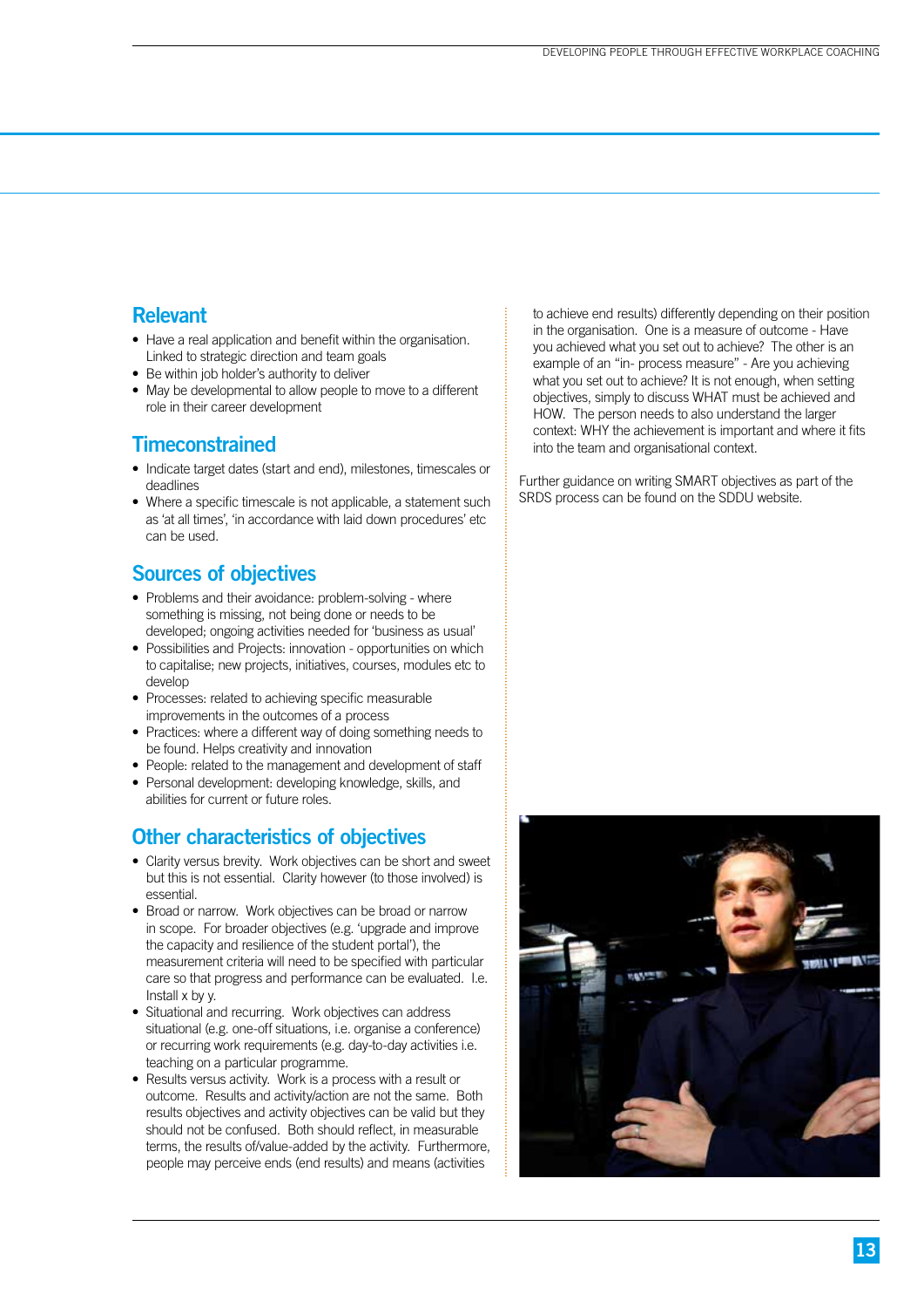## Relevant

- Have a real application and benefit within the organisation. Linked to strategic direction and team goals
- Be within job holder's authority to deliver
- May be developmental to allow people to move to a different role in their career development

## Timeconstrained

- Indicate target dates (start and end), milestones, timescales or deadlines
- Where a specific timescale is not applicable, a statement such as 'at all times', 'in accordance with laid down procedures' etc can be used.

## Sources of objectives

- Problems and their avoidance: problem-solving - where something is missing, not being done or needs to be developed; ongoing activities needed for 'business as usual'
- Possibilities and Projects: innovation - opportunities on which to capitalise; new projects, initiatives, courses, modules etc to develop
- Processes: related to achieving specific measurable improvements in the outcomes of a process
- Practices: where a different way of doing something needs to be found. Helps creativity and innovation
- People: related to the management and development of staff
- Personal development: developing knowledge, skills, and abilities for current or future roles.

## Other characteristics of objectives

- Clarity versus brevity. Work objectives can be short and sweet but this is not essential. Clarity however (to those involved) is essential.
- Broad or narrow. Work objectives can be broad or narrow in scope. For broader objectives (e.g. 'upgrade and improve the capacity and resilience of the student portal'), the measurement criteria will need to be specified with particular care so that progress and performance can be evaluated. I.e. Install x by y.
- Situational and recurring. Work objectives can address situational (e.g. one-off situations, i.e. organise a conference) or recurring work requirements (e.g. day-to-day activities i.e. teaching on a particular programme.
- Results versus activity. Work is a process with a result or outcome. Results and activity/action are not the same. Both results objectives and activity objectives can be valid but they should not be confused. Both should reflect, in measurable terms, the results of/value-added by the activity. Furthermore, people may perceive ends (end results) and means (activities to achieve end results) differently depending on their position in the organisation. One is a measure of outcome - Have you achieved what you set out to achieve? The other is an example of an "in- process measure" - Are you achieving what you set out to achieve? It is not enough, when setting objectives, simply to discuss WHAT must be achieved and HOW. The person needs to also understand the larger context: WHY the achievement is important and where it fits into the team and organisational context.

Further guidance on writing SMART objectives as part of the SRDS process can be found on the SDDU website.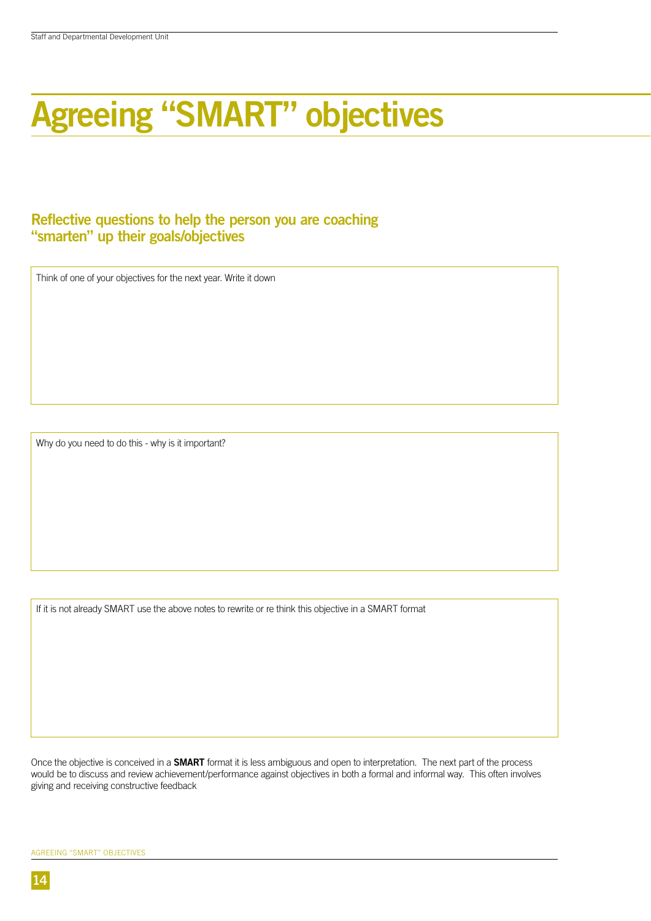# Agreeing "SMART" objectives

## Reflective questions to help the person you are coaching "smarten" up their goals/objectives

| Think of one of your objectives for the next year. Write it down |
|---|
| |

| Why do you need to do this - why is it important? |
|---|
| |

| If it is not already SMART use the above notes to rewrite or re think this objective in a SMART format |
|---|
| |

Once the objective is conceived in a **SMART** format it is less ambiguous and open to interpretation. The next part of the process would be to discuss and review achievement/performance against objectives in both a formal and informal way. This often involves giving and receiving constructive feedback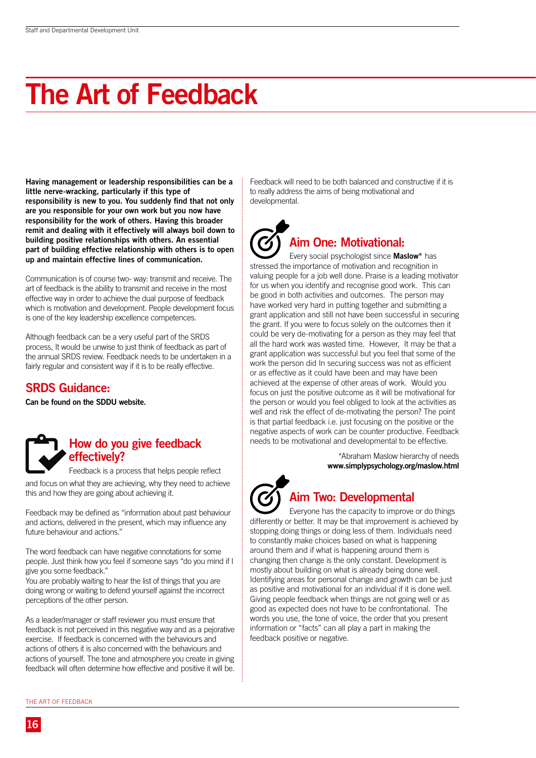# The Art of Feedback

**Having management or leadership responsibilities can be a little nerve-wracking, particularly if this type of responsibility is new to you. You suddenly find that not only are you responsible for your own work but you now have responsibility for the work of others. Having this broader remit and dealing with it effectively will always boil down to building positive relationships with others. An essential part of building effective relationship with others is to open up and maintain effective lines of communication.**

Communication is of course two- way: transmit and receive. The art of feedback is the ability to transmit and receive in the most effective way in order to achieve the dual purpose of feedback which is motivation and development. People development focus is one of the key leadership excellence competences.

Although feedback can be a very useful part of the SRDS process, It would be unwise to just think of feedback as part of the annual SRDS review. Feedback needs to be undertaken in a fairly regular and consistent way if it is to be really effective.

## SRDS Guidance:

**Can be found on the SDDU website.**

## How do you give feedback effectively?

Feedback is a process that helps people reflect and focus on what they are achieving, why they need to achieve this and how they are going about achieving it.

Feedback may be defined as "information about past behaviour and actions, delivered in the present, which may influence any future behaviour and actions."

The word feedback can have negative connotations for some people. Just think how you feel if someone says "do you mind if I give you some feedback."

You are probably waiting to hear the list of things that you are doing wrong or waiting to defend yourself against the incorrect perceptions of the other person.

As a leader/manager or staff reviewer you must ensure that feedback is not perceived in this negative way and as a pejorative exercise. If feedback is concerned with the behaviours and actions of others it is also concerned with the behaviours and actions of yourself. The tone and atmosphere you create in giving feedback will often determine how effective and positive it will be.

Feedback will need to be both balanced and constructive if it is to really address the aims of being motivational and developmental.

## Aim One: Motivational:

Every social psychologist since **Maslow*** has stressed the importance of motivation and recognition in valuing people for a job well done. Praise is a leading motivator for us when you identify and recognise good work. This can be good in both activities and outcomes. The person may have worked very hard in putting together and submitting a grant application and still not have been successful in securing the grant. If you were to focus solely on the outcomes then it could be very de-motivating for a person as they may feel that all the hard work was wasted time. However, It may be that a grant application was successful but you feel that some of the work the person did In securing success was not as efficient or as effective as it could have been and may have been achieved at the expense of other areas of work. Would you focus on just the positive outcome as it will be motivational for the person or would you feel obliged to look at the activities as well and risk the effect of de-motivating the person? The point is that partial feedback i.e. just focusing on the positive or the negative aspects of work can be counter productive. Feedback needs to be motivational and developmental to be effective.

*Abraham Maslow hierarchy of needs
**www.simplypsychology.org/maslow.html**

## Aim Two: Developmental

Everyone has the capacity to improve or do things differently or better. It may be that improvement is achieved by stopping doing things or doing less of them. Individuals need to constantly make choices based on what is happening around them and if what is happening around them is changing then change is the only constant. Development is mostly about building on what is already being done well. Identifying areas for personal change and growth can be just as positive and motivational for an individual if it is done well. Giving people feedback when things are not going well or as good as expected does not have to be confrontational. The words you use, the tone of voice, the order that you present information or "facts" can all play a part in making the feedback positive or negative.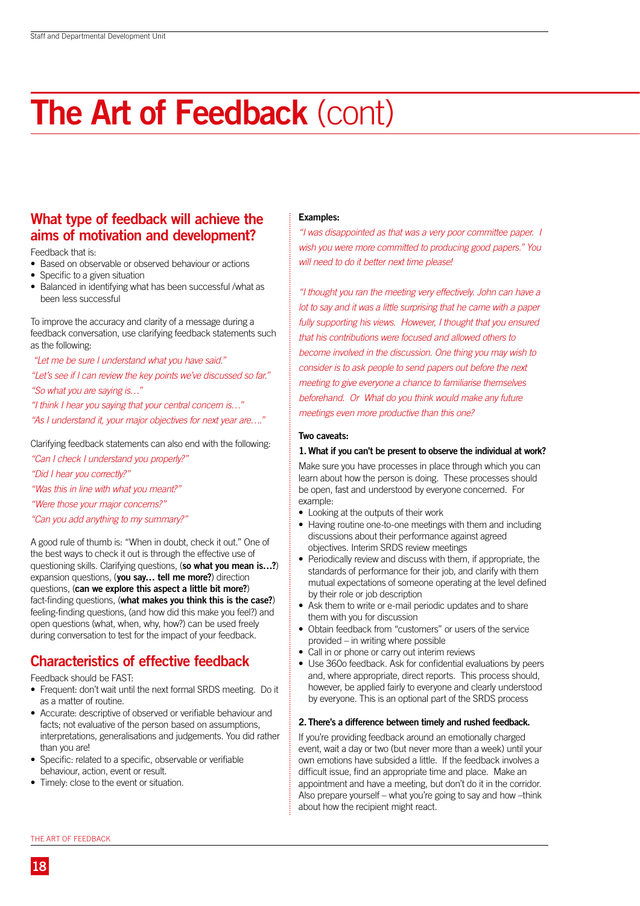# The Art of Feedback (cont)

## What type of feedback will achieve the aims of motivation and development?

Feedback that is:

- Based on observable or observed behaviour or actions
- Specific to a given situation
- Balanced in identifying what has been successful /what as been less successful

To improve the accuracy and clarity of a message during a feedback conversation, use clarifying feedback statements such as the following:

*"Let me be sure I understand what you have said."*
*"Let's see if I can review the key points we've discussed so far."*
*"So what you are saying is…"*
*"I think I hear you saying that your central concern is…"*
*"As I understand it, your major objectives for next year are…."*

Clarifying feedback statements can also end with the following:

*"Can I check I understand you properly?"*
*"Did I hear you correctly?"*
*"Was this in line with what you meant?"*
*"Were those your major concerns?"*
*"Can you add anything to my summary?"*

A good rule of thumb is: "When in doubt, check it out." One of the best ways to check it out is through the effective use of questioning skills. Clarifying questions, (**so what you mean is…?**) expansion questions, (**you say… tell me more?**) direction questions, (**can we explore this aspect a little bit more?**) fact-finding questions, (**what makes you think this is the case?**) feeling-finding questions, (and how did this make you feel?) and open questions (what, when, why, how?) can be used freely during conversation to test for the impact of your feedback.

## Characteristics of effective feedback

Feedback should be FAST:

- Frequent: don't wait until the next formal SRDS meeting. Do it as a matter of routine.
- Accurate: descriptive of observed or verifiable behaviour and facts; not evaluative of the person based on assumptions, interpretations, generalisations and judgements. You did rather than you are!
- Specific: related to a specific, observable or verifiable behaviour, action, event or result.
- Timely: close to the event or situation.

**Examples:**

*"I was disappointed as that was a very poor committee paper. I wish you were more committed to producing good papers." You will need to do it better next time please!*

*"I thought you ran the meeting very effectively. John can have a lot to say and it was a little surprising that he came with a paper fully supporting his views. However, I thought that you ensured that his contributions were focused and allowed others to become involved in the discussion. One thing you may wish to consider is to ask people to send papers out before the next meeting to give everyone a chance to familiarise themselves beforehand. Or What do you think would make any future meetings even more productive than this one?*

**Two caveats:**

**1. What if you can't be present to observe the individual at work?**

Make sure you have processes in place through which you can learn about how the person is doing. These processes should be open, fast and understood by everyone concerned. For example:

- Looking at the outputs of their work
- Having routine one-to-one meetings with them and including discussions about their performance against agreed objectives. Interim SRDS review meetings
- Periodically review and discuss with them, if appropriate, the standards of performance for their job, and clarify with them mutual expectations of someone operating at the level defined by their role or job description
- Ask them to write or e-mail periodic updates and to share them with you for discussion
- Obtain feedback from "customers" or users of the service provided – in writing where possible
- Call in or phone or carry out interim reviews
- Use 360o feedback. Ask for confidential evaluations by peers and, where appropriate, direct reports. This process should, however, be applied fairly to everyone and clearly understood by everyone. This is an optional part of the SRDS process

**2. There's a difference between timely and rushed feedback.**

If you're providing feedback around an emotionally charged event, wait a day or two (but never more than a week) until your own emotions have subsided a little. If the feedback involves a difficult issue, find an appropriate time and place. Make an appointment and have a meeting, but don't do it in the corridor. Also prepare yourself – what you're going to say and how –think about how the recipient might react.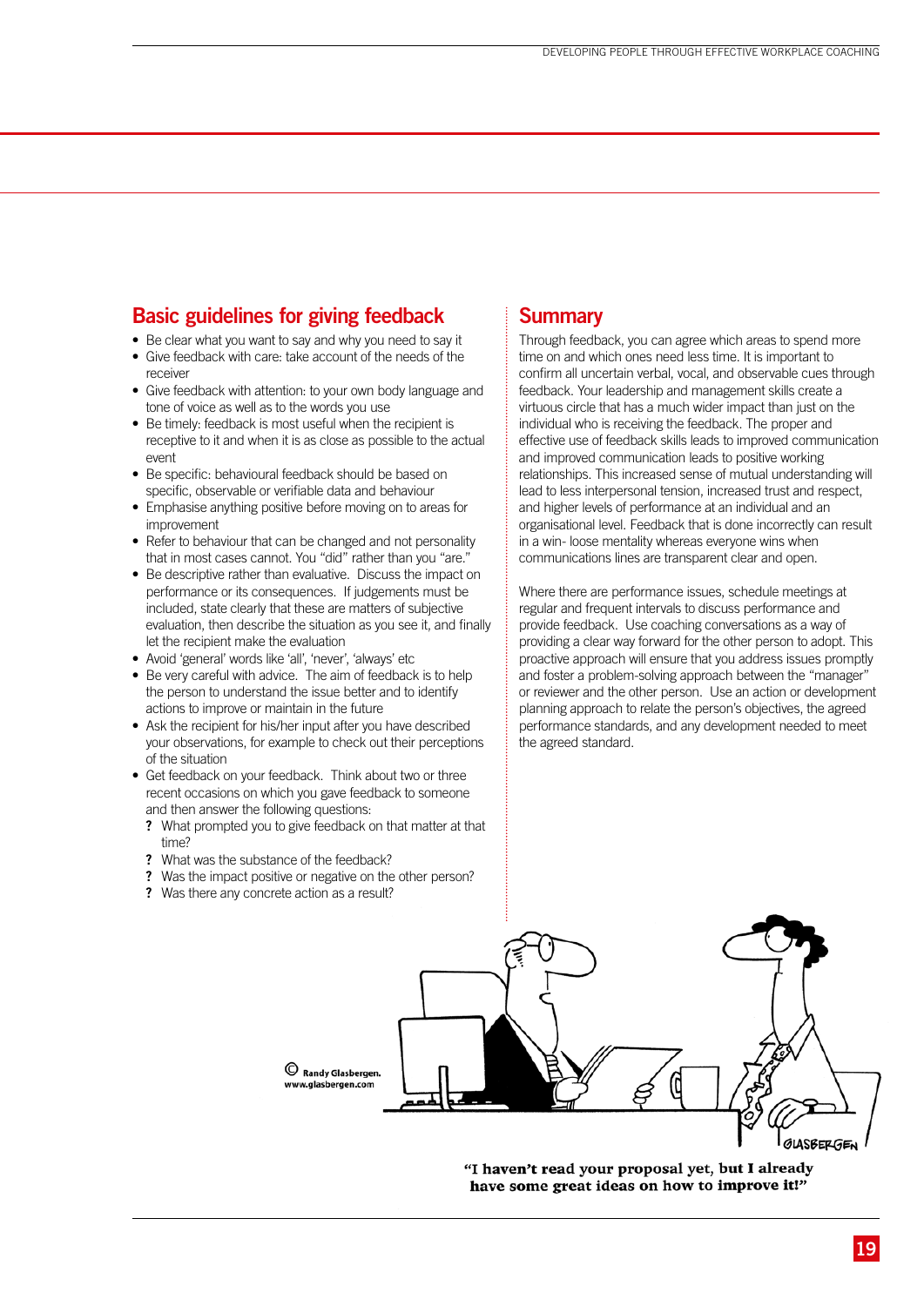## Basic guidelines for giving feedback

- Be clear what you want to say and why you need to say it
- Give feedback with care: take account of the needs of the receiver
- Give feedback with attention: to your own body language and tone of voice as well as to the words you use
- Be timely: feedback is most useful when the recipient is receptive to it and when it is as close as possible to the actual event
- Be specific: behavioural feedback should be based on specific, observable or verifiable data and behaviour
- Emphasise anything positive before moving on to areas for improvement
- Refer to behaviour that can be changed and not personality that in most cases cannot. You "did" rather than you "are."
- Be descriptive rather than evaluative. Discuss the impact on performance or its consequences. If judgements must be included, state clearly that these are matters of subjective evaluation, then describe the situation as you see it, and finally let the recipient make the evaluation
- Avoid 'general' words like 'all', 'never', 'always' etc
- Be very careful with advice. The aim of feedback is to help the person to understand the issue better and to identify actions to improve or maintain in the future
- Ask the recipient for his/her input after you have described your observations, for example to check out their perceptions of the situation
- Get feedback on your feedback. Think about two or three recent occasions on which you gave feedback to someone and then answer the following questions:
  - ? What prompted you to give feedback on that matter at that time?
  - ? What was the substance of the feedback?
  - ? Was the impact positive or negative on the other person?
  - ? Was there any concrete action as a result?

## Summary

Through feedback, you can agree which areas to spend more time on and which ones need less time. It is important to confirm all uncertain verbal, vocal, and observable cues through feedback. Your leadership and management skills create a virtuous circle that has a much wider impact than just on the individual who is receiving the feedback. The proper and effective use of feedback skills leads to improved communication and improved communication leads to positive working relationships. This increased sense of mutual understanding will lead to less interpersonal tension, increased trust and respect, and higher levels of performance at an individual and an organisational level. Feedback that is done incorrectly can result in a win- loose mentality whereas everyone wins when communications lines are transparent clear and open.

Where there are performance issues, schedule meetings at regular and frequent intervals to discuss performance and provide feedback. Use coaching conversations as a way of providing a clear way forward for the other person to adopt. This proactive approach will ensure that you address issues promptly and foster a problem-solving approach between the "manager" or reviewer and the other person. Use an action or development planning approach to relate the person's objectives, the agreed performance standards, and any development needed to meet the agreed standard.

© Randy Glasbergen.
www.glasbergen.com

"I haven't read your proposal yet, but I already have some great ideas on how to improve it!"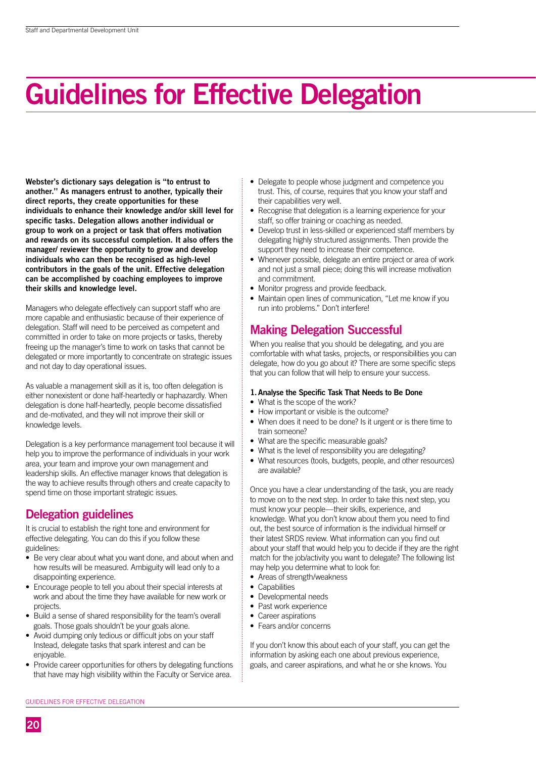# Guidelines for Effective Delegation

**Webster's dictionary says delegation is "to entrust to another." As managers entrust to another, typically their direct reports, they create opportunities for these individuals to enhance their knowledge and/or skill level for specific tasks. Delegation allows another individual or group to work on a project or task that offers motivation and rewards on its successful completion. It also offers the manager/ reviewer the opportunity to grow and develop individuals who can then be recognised as high-level contributors in the goals of the unit. Effective delegation can be accomplished by coaching employees to improve their skills and knowledge level.**

Managers who delegate effectively can support staff who are more capable and enthusiastic because of their experience of delegation. Staff will need to be perceived as competent and committed in order to take on more projects or tasks, thereby freeing up the manager's time to work on tasks that cannot be delegated or more importantly to concentrate on strategic issues and not day to day operational issues.

As valuable a management skill as it is, too often delegation is either nonexistent or done half-heartedly or haphazardly. When delegation is done half-heartedly, people become dissatisfied and de-motivated, and they will not improve their skill or knowledge levels.

Delegation is a key performance management tool because it will help you to improve the performance of individuals in your work area, your team and improve your own management and leadership skills. An effective manager knows that delegation is the way to achieve results through others and create capacity to spend time on those important strategic issues.

## Delegation guidelines

It is crucial to establish the right tone and environment for effective delegating. You can do this if you follow these guidelines:

- Be very clear about what you want done, and about when and how results will be measured. Ambiguity will lead only to a disappointing experience.
- Encourage people to tell you about their special interests at work and about the time they have available for new work or projects.
- Build a sense of shared responsibility for the team's overall goals. Those goals shouldn't be your goals alone.
- Avoid dumping only tedious or difficult jobs on your staff Instead, delegate tasks that spark interest and can be enjoyable.
- Provide career opportunities for others by delegating functions that have may high visibility within the Faculty or Service area.
- Delegate to people whose judgment and competence you trust. This, of course, requires that you know your staff and their capabilities very well.
- Recognise that delegation is a learning experience for your staff, so offer training or coaching as needed.
- Develop trust in less-skilled or experienced staff members by delegating highly structured assignments. Then provide the support they need to increase their competence.
- Whenever possible, delegate an entire project or area of work and not just a small piece; doing this will increase motivation and commitment.
- Monitor progress and provide feedback.
- Maintain open lines of communication, "Let me know if you run into problems." Don't interfere!

## Making Delegation Successful

When you realise that you should be delegating, and you are comfortable with what tasks, projects, or responsibilities you can delegate, how do you go about it? There are some specific steps that you can follow that will help to ensure your success.

**1. Analyse the Specific Task That Needs to Be Done**

- What is the scope of the work?
- How important or visible is the outcome?
- When does it need to be done? Is it urgent or is there time to train someone?
- What are the specific measurable goals?
- What is the level of responsibility you are delegating?
- What resources (tools, budgets, people, and other resources) are available?

Once you have a clear understanding of the task, you are ready to move on to the next step. In order to take this next step, you must know your people—their skills, experience, and knowledge. What you don't know about them you need to find out, the best source of information is the individual himself or their latest SRDS review. What information can you find out about your staff that would help you to decide if they are the right match for the job/activity you want to delegate? The following list may help you determine what to look for:

- Areas of strength/weakness
- Capabilities
- Developmental needs
- Past work experience
- Career aspirations
- Fears and/or concerns

If you don't know this about each of your staff, you can get the information by asking each one about previous experience, goals, and career aspirations, and what he or she knows. You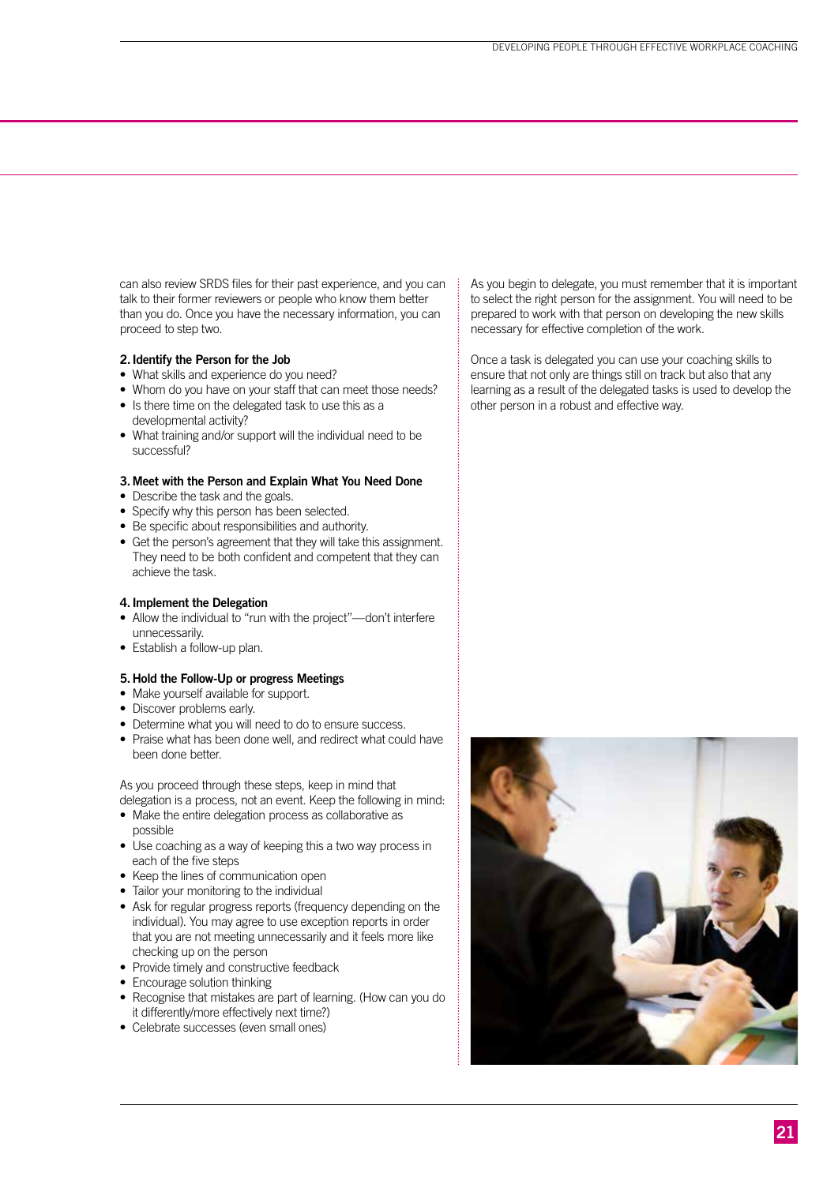can also review SRDS files for their past experience, and you can talk to their former reviewers or people who know them better than you do. Once you have the necessary information, you can proceed to step two.

**2. Identify the Person for the Job**

- What skills and experience do you need?
- Whom do you have on your staff that can meet those needs?
- Is there time on the delegated task to use this as a developmental activity?
- What training and/or support will the individual need to be successful?

**3. Meet with the Person and Explain What You Need Done**

- Describe the task and the goals.
- Specify why this person has been selected.
- Be specific about responsibilities and authority.
- Get the person's agreement that they will take this assignment. They need to be both confident and competent that they can achieve the task.

**4. Implement the Delegation**

- Allow the individual to "run with the project"—don't interfere unnecessarily.
- Establish a follow-up plan.

**5. Hold the Follow-Up or progress Meetings**

- Make yourself available for support.
- Discover problems early.
- Determine what you will need to do to ensure success.
- Praise what has been done well, and redirect what could have been done better.

As you proceed through these steps, keep in mind that delegation is a process, not an event. Keep the following in mind:

- Make the entire delegation process as collaborative as possible
- Use coaching as a way of keeping this a two way process in each of the five steps
- Keep the lines of communication open
- Tailor your monitoring to the individual
- Ask for regular progress reports (frequency depending on the individual). You may agree to use exception reports in order that you are not meeting unnecessarily and it feels more like checking up on the person
- Provide timely and constructive feedback
- Encourage solution thinking
- Recognise that mistakes are part of learning. (How can you do it differently/more effectively next time?)
- Celebrate successes (even small ones)

As you begin to delegate, you must remember that it is important to select the right person for the assignment. You will need to be prepared to work with that person on developing the new skills necessary for effective completion of the work.

Once a task is delegated you can use your coaching skills to ensure that not only are things still on track but also that any learning as a result of the delegated tasks is used to develop the other person in a robust and effective way.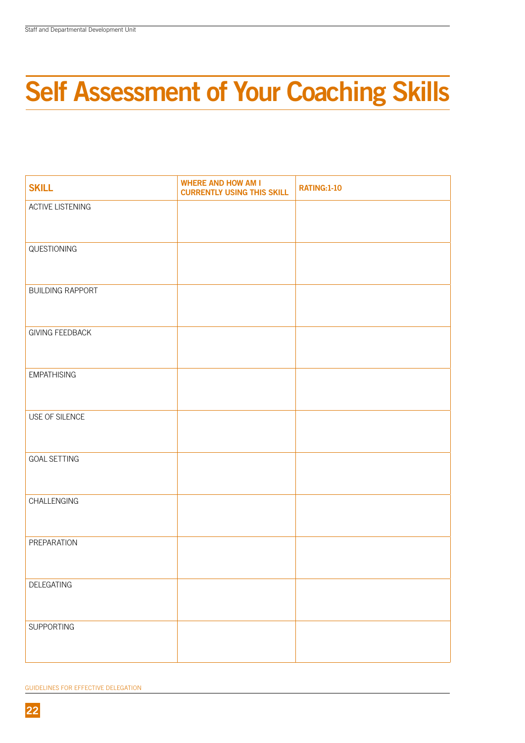# Self Assessment of Your Coaching Skills

| SKILL | WHERE AND HOW AM I CURRENTLY USING THIS SKILL | RATING:1-10 |
|---|---|---|
| ACTIVE LISTENING | | |
| QUESTIONING | | |
| BUILDING RAPPORT | | |
| GIVING FEEDBACK | | |
| EMPATHISING | | |
| USE OF SILENCE | | |
| GOAL SETTING | | |
| CHALLENGING | | |
| PREPARATION | | |
| DELEGATING | | |
| SUPPORTING | | |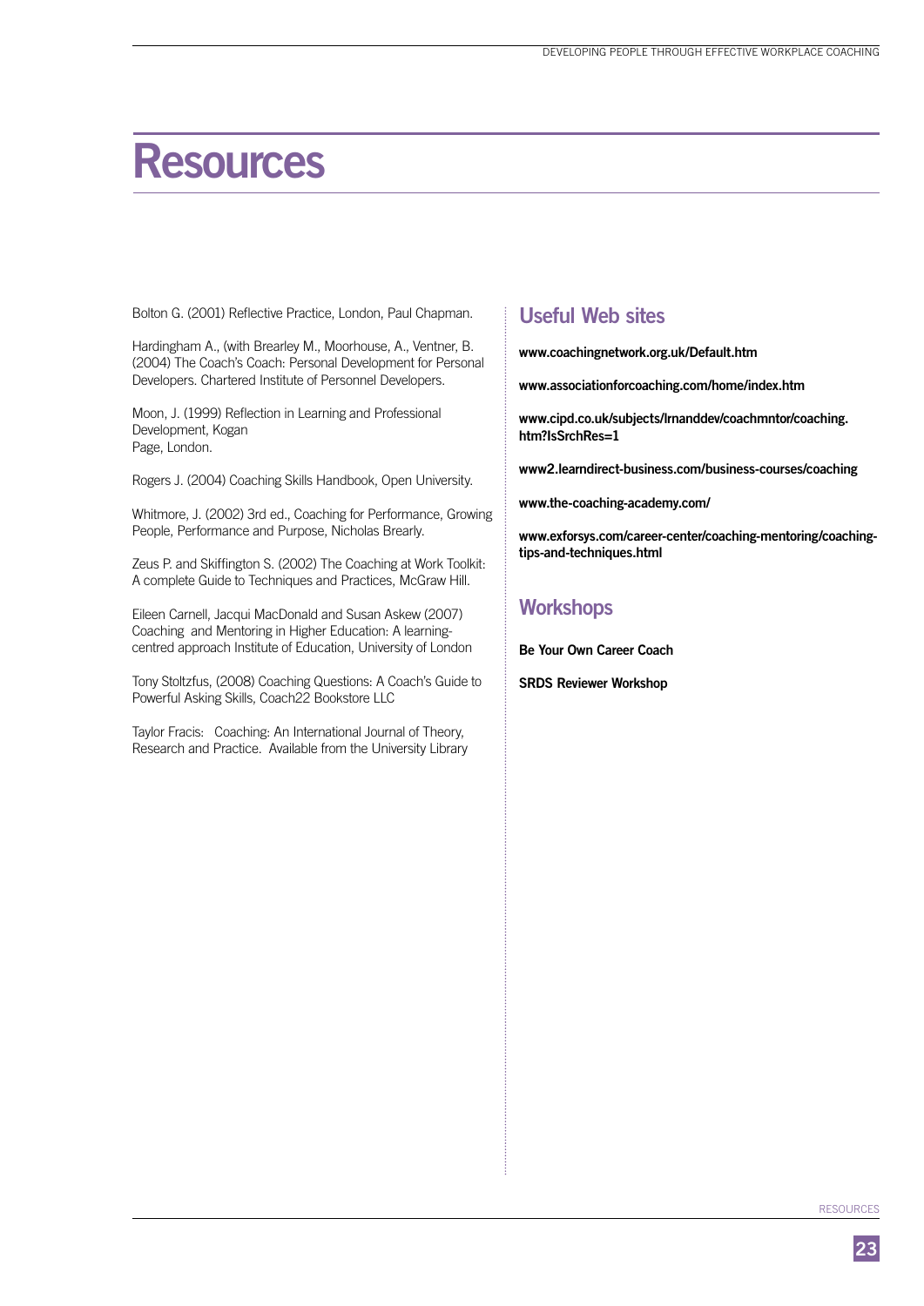# Resources

Bolton G. (2001) Reflective Practice, London, Paul Chapman.

Hardingham A., (with Brearley M., Moorhouse, A., Ventner, B. (2004) The Coach's Coach: Personal Development for Personal Developers. Chartered Institute of Personnel Developers.

Moon, J. (1999) Reflection in Learning and Professional Development, Kogan Page, London.

Rogers J. (2004) Coaching Skills Handbook, Open University.

Whitmore, J. (2002) 3rd ed., Coaching for Performance, Growing People, Performance and Purpose, Nicholas Brearly.

Zeus P. and Skiffington S. (2002) The Coaching at Work Toolkit: A complete Guide to Techniques and Practices, McGraw Hill.

Eileen Carnell, Jacqui MacDonald and Susan Askew (2007) Coaching and Mentoring in Higher Education: A learning-centred approach Institute of Education, University of London

Tony Stoltzfus, (2008) Coaching Questions: A Coach's Guide to Powerful Asking Skills, Coach22 Bookstore LLC

Taylor Fracis: Coaching: An International Journal of Theory, Research and Practice. Available from the University Library

## Useful Web sites

**www.coachingnetwork.org.uk/Default.htm**

**www.associationforcoaching.com/home/index.htm**

**www.cipd.co.uk/subjects/lrnanddev/coachmntor/coaching.htm?IsSrchRes=1**

**www2.learndirect-business.com/business-courses/coaching**

**www.the-coaching-academy.com/**

**www.exforsys.com/career-center/coaching-mentoring/coaching-tips-and-techniques.html**

## Workshops

**Be Your Own Career Coach**

**SRDS Reviewer Workshop**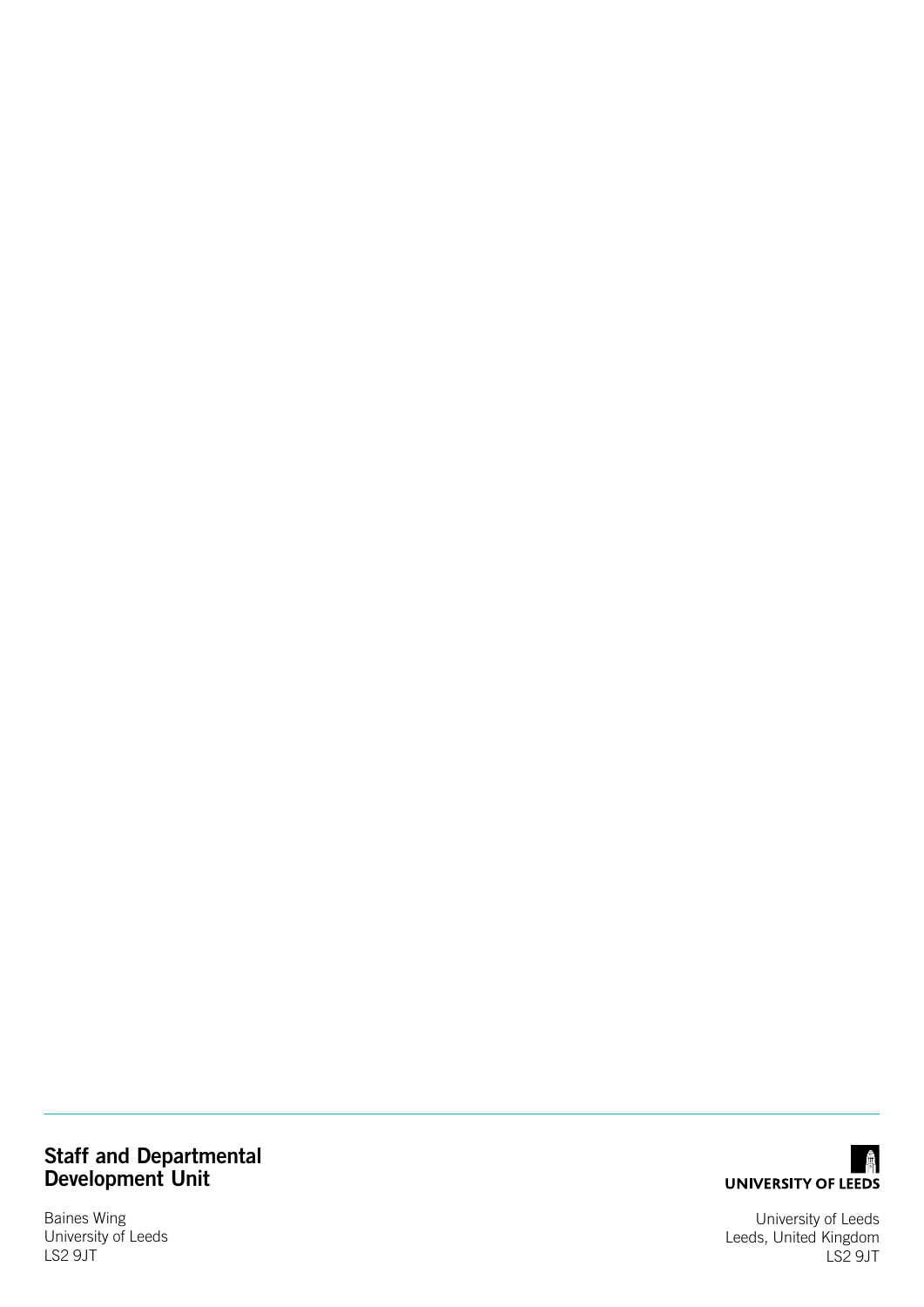**Staff and Departmental Development Unit**

Baines Wing
University of Leeds
LS2 9JT

UNIVERSITY OF LEEDS

University of Leeds
Leeds, United Kingdom
LS2 9JT